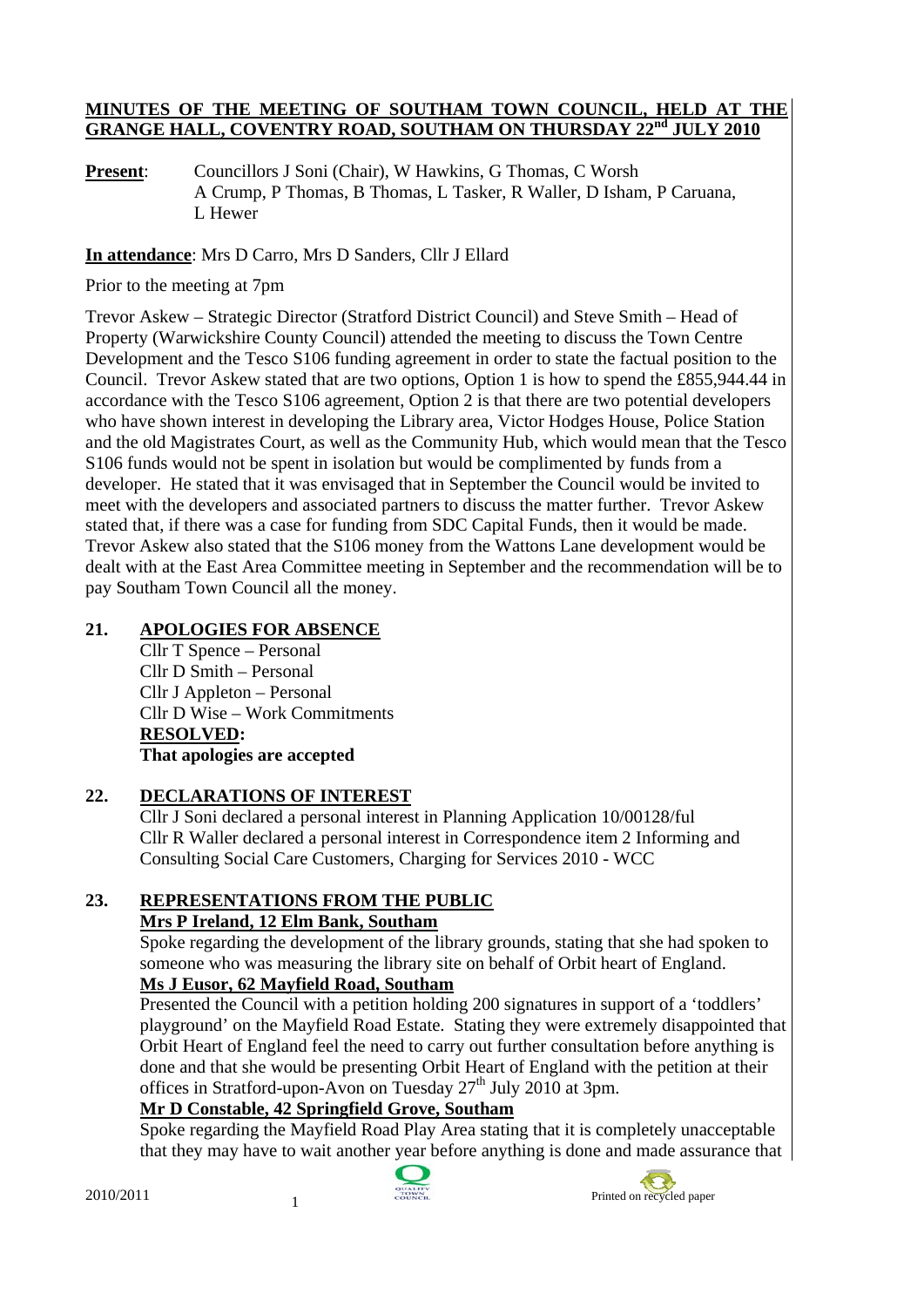# MINUTES OF THE MEETING OF SOUTHAM TOWN COUNCIL, HELD AT THE GRANGE HALL, COVENTRY ROAD, SOUTHAM ON THURSDAY 22nd JULY 2010

**Present**: Councillors J Soni (Chair), W Hawkins, G Thomas, C Worsh A Crump, P Thomas, B Thomas, L Tasker, R Waller, D Isham, P Caruana, L Hewer

**In attendance**: Mrs D Carro, Mrs D Sanders, Cllr J Ellard

Prior to the meeting at 7pm

Trevor Askew – Strategic Director (Stratford District Council) and Steve Smith – Head of Property (Warwickshire County Council) attended the meeting to discuss the Town Centre Development and the Tesco S106 funding agreement in order to state the factual position to the Council. Trevor Askew stated that are two options, Option 1 is how to spend the £855,944.44 in accordance with the Tesco S106 agreement, Option 2 is that there are two potential developers who have shown interest in developing the Library area, Victor Hodges House, Police Station and the old Magistrates Court, as well as the Community Hub, which would mean that the Tesco S106 funds would not be spent in isolation but would be complimented by funds from a developer. He stated that it was envisaged that in September the Council would be invited to meet with the developers and associated partners to discuss the matter further. Trevor Askew stated that, if there was a case for funding from SDC Capital Funds, then it would be made. Trevor Askew also stated that the S106 money from the Wattons Lane development would be dealt with at the East Area Committee meeting in September and the recommendation will be to pay Southam Town Council all the money.

## 21. APOLOGIES FOR ABSENCE

Cllr T Spence – Personal
Cllr D Smith – Personal
Cllr J Appleton – Personal
Cllr D Wise – Work Commitments

**RESOLVED:**
**That apologies are accepted**

## 22. DECLARATIONS OF INTEREST

Cllr J Soni declared a personal interest in Planning Application 10/00128/ful
Cllr R Waller declared a personal interest in Correspondence item 2 Informing and Consulting Social Care Customers, Charging for Services 2010 - WCC

## 23. REPRESENTATIONS FROM THE PUBLIC

**Mrs P Ireland, 12 Elm Bank, Southam**

Spoke regarding the development of the library grounds, stating that she had spoken to someone who was measuring the library site on behalf of Orbit heart of England.

**Ms J Eusor, 62 Mayfield Road, Southam**

Presented the Council with a petition holding 200 signatures in support of a 'toddlers' playground' on the Mayfield Road Estate. Stating they were extremely disappointed that Orbit Heart of England feel the need to carry out further consultation before anything is done and that she would be presenting Orbit Heart of England with the petition at their offices in Stratford-upon-Avon on Tuesday 27th July 2010 at 3pm.

**Mr D Constable, 42 Springfield Grove, Southam**

Spoke regarding the Mayfield Road Play Area stating that it is completely unacceptable that they may have to wait another year before anything is done and made assurance that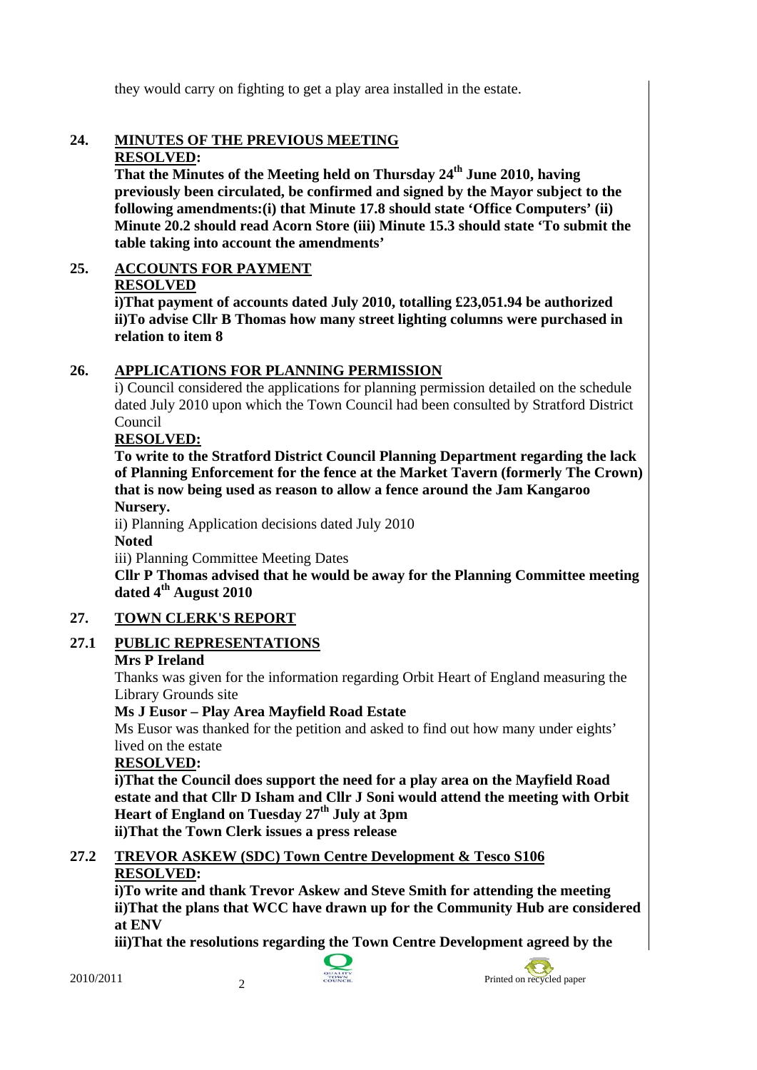they would carry on fighting to get a play area installed in the estate.

## 24. MINUTES OF THE PREVIOUS MEETING

**RESOLVED:**

**That the Minutes of the Meeting held on Thursday 24th June 2010, having previously been circulated, be confirmed and signed by the Mayor subject to the following amendments:(i) that Minute 17.8 should state 'Office Computers' (ii) Minute 20.2 should read Acorn Store (iii) Minute 15.3 should state 'To submit the table taking into account the amendments'**

## 25. ACCOUNTS FOR PAYMENT

**RESOLVED**

**i)That payment of accounts dated July 2010, totalling £23,051.94 be authorized**
**ii)To advise Cllr B Thomas how many street lighting columns were purchased in relation to item 8**

## 26. APPLICATIONS FOR PLANNING PERMISSION

i) Council considered the applications for planning permission detailed on the schedule dated July 2010 upon which the Town Council had been consulted by Stratford District Council

**RESOLVED:**

**To write to the Stratford District Council Planning Department regarding the lack of Planning Enforcement for the fence at the Market Tavern (formerly The Crown) that is now being used as reason to allow a fence around the Jam Kangaroo Nursery.**

ii) Planning Application decisions dated July 2010

**Noted**

iii) Planning Committee Meeting Dates

**Cllr P Thomas advised that he would be away for the Planning Committee meeting dated 4th August 2010**

## 27. TOWN CLERK'S REPORT

### 27.1 PUBLIC REPRESENTATIONS

**Mrs P Ireland**

Thanks was given for the information regarding Orbit Heart of England measuring the Library Grounds site

**Ms J Eusor – Play Area Mayfield Road Estate**

Ms Eusor was thanked for the petition and asked to find out how many under eights' lived on the estate

**RESOLVED:**

**i)That the Council does support the need for a play area on the Mayfield Road estate and that Cllr D Isham and Cllr J Soni would attend the meeting with Orbit Heart of England on Tuesday 27th July at 3pm**
**ii)That the Town Clerk issues a press release**

### 27.2 TREVOR ASKEW (SDC) Town Centre Development & Tesco S106

**RESOLVED:**

**i)To write and thank Trevor Askew and Steve Smith for attending the meeting**
**ii)That the plans that WCC have drawn up for the Community Hub are considered at ENV**
**iii)That the resolutions regarding the Town Centre Development agreed by the**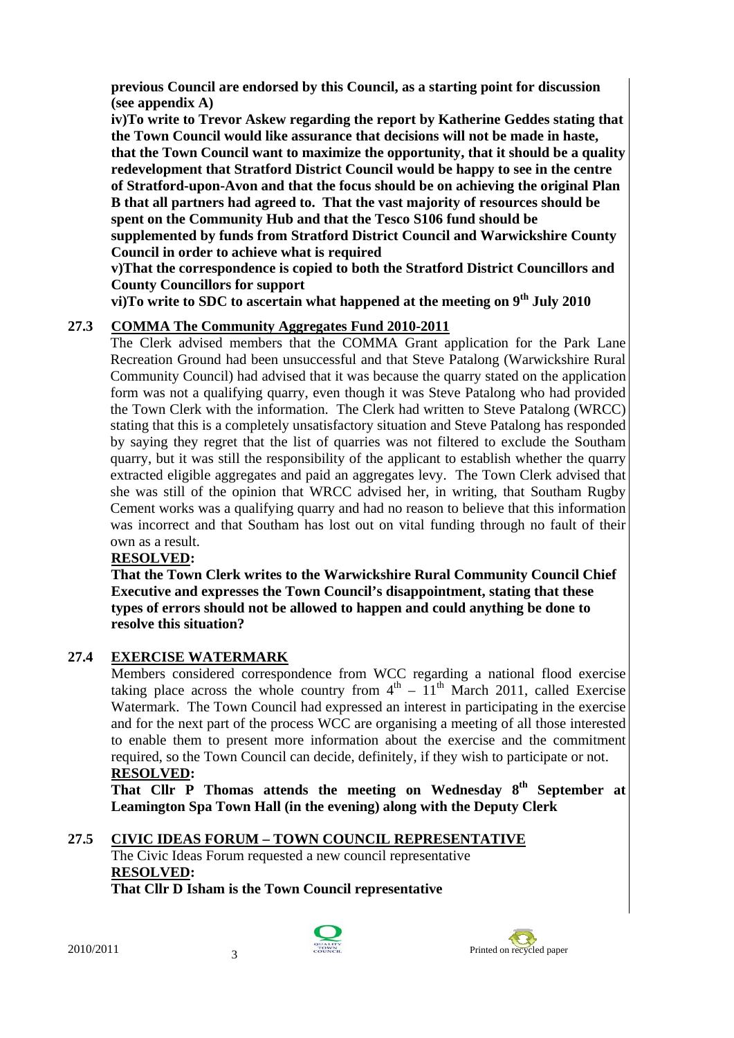**previous Council are endorsed by this Council, as a starting point for discussion (see appendix A)**

**iv)To write to Trevor Askew regarding the report by Katherine Geddes stating that the Town Council would like assurance that decisions will not be made in haste, that the Town Council want to maximize the opportunity, that it should be a quality redevelopment that Stratford District Council would be happy to see in the centre of Stratford-upon-Avon and that the focus should be on achieving the original Plan B that all partners had agreed to. That the vast majority of resources should be spent on the Community Hub and that the Tesco S106 fund should be supplemented by funds from Stratford District Council and Warwickshire County Council in order to achieve what is required**

**v)That the correspondence is copied to both the Stratford District Councillors and County Councillors for support**

**vi)To write to SDC to ascertain what happened at the meeting on 9th July 2010**

## 27.3 COMMA The Community Aggregates Fund 2010-2011

The Clerk advised members that the COMMA Grant application for the Park Lane Recreation Ground had been unsuccessful and that Steve Patalong (Warwickshire Rural Community Council) had advised that it was because the quarry stated on the application form was not a qualifying quarry, even though it was Steve Patalong who had provided the Town Clerk with the information. The Clerk had written to Steve Patalong (WRCC) stating that this is a completely unsatisfactory situation and Steve Patalong has responded by saying they regret that the list of quarries was not filtered to exclude the Southam quarry, but it was still the responsibility of the applicant to establish whether the quarry extracted eligible aggregates and paid an aggregates levy. The Town Clerk advised that she was still of the opinion that WRCC advised her, in writing, that Southam Rugby Cement works was a qualifying quarry and had no reason to believe that this information was incorrect and that Southam has lost out on vital funding through no fault of their own as a result.

**RESOLVED:**

**That the Town Clerk writes to the Warwickshire Rural Community Council Chief Executive and expresses the Town Council's disappointment, stating that these types of errors should not be allowed to happen and could anything be done to resolve this situation?**

## 27.4 EXERCISE WATERMARK

Members considered correspondence from WCC regarding a national flood exercise taking place across the whole country from 4th – 11th March 2011, called Exercise Watermark. The Town Council had expressed an interest in participating in the exercise and for the next part of the process WCC are organising a meeting of all those interested to enable them to present more information about the exercise and the commitment required, so the Town Council can decide, definitely, if they wish to participate or not.

**RESOLVED:**

**That Cllr P Thomas attends the meeting on Wednesday 8th September at Leamington Spa Town Hall (in the evening) along with the Deputy Clerk**

## 27.5 CIVIC IDEAS FORUM – TOWN COUNCIL REPRESENTATIVE

The Civic Ideas Forum requested a new council representative

**RESOLVED:**

**That Cllr D Isham is the Town Council representative**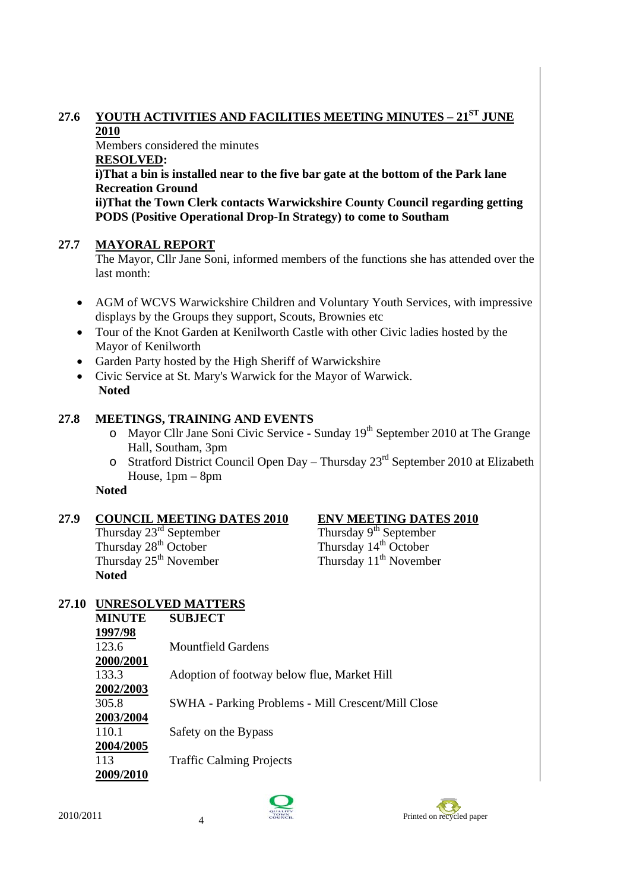## 27.6 YOUTH ACTIVITIES AND FACILITIES MEETING MINUTES – 21ST JUNE 2010

Members considered the minutes

**RESOLVED:**

**i)That a bin is installed near to the five bar gate at the bottom of the Park lane Recreation Ground**

**ii)That the Town Clerk contacts Warwickshire County Council regarding getting PODS (Positive Operational Drop-In Strategy) to come to Southam**

## 27.7 MAYORAL REPORT

The Mayor, Cllr Jane Soni, informed members of the functions she has attended over the last month:

- AGM of WCVS Warwickshire Children and Voluntary Youth Services, with impressive displays by the Groups they support, Scouts, Brownies etc
- Tour of the Knot Garden at Kenilworth Castle with other Civic ladies hosted by the Mayor of Kenilworth
- Garden Party hosted by the High Sheriff of Warwickshire
- Civic Service at St. Mary's Warwick for the Mayor of Warwick.

**Noted**

## 27.8 MEETINGS, TRAINING AND EVENTS

- Mayor Cllr Jane Soni Civic Service - Sunday 19th September 2010 at The Grange Hall, Southam, 3pm
- Stratford District Council Open Day – Thursday 23rd September 2010 at Elizabeth House, 1pm – 8pm

**Noted**

## 27.9 COUNCIL MEETING DATES 2010 / ENV MEETING DATES 2010

| COUNCIL MEETING DATES 2010 | ENV MEETING DATES 2010 |
|---|---|
| Thursday 23rd September | Thursday 9th September |
| Thursday 28th October | Thursday 14th October |
| Thursday 25th November | Thursday 11th November |

**Noted**

## 27.10 UNRESOLVED MATTERS

| MINUTE | SUBJECT |
|---|---|
| **1997/98** | |
| 123.6 | Mountfield Gardens |
| **2000/2001** | |
| 133.3 | Adoption of footway below flue, Market Hill |
| **2002/2003** | |
| 305.8 | SWHA - Parking Problems - Mill Crescent/Mill Close |
| **2003/2004** | |
| 110.1 | Safety on the Bypass |
| **2004/2005** | |
| 113 | Traffic Calming Projects |
| **2009/2010** | |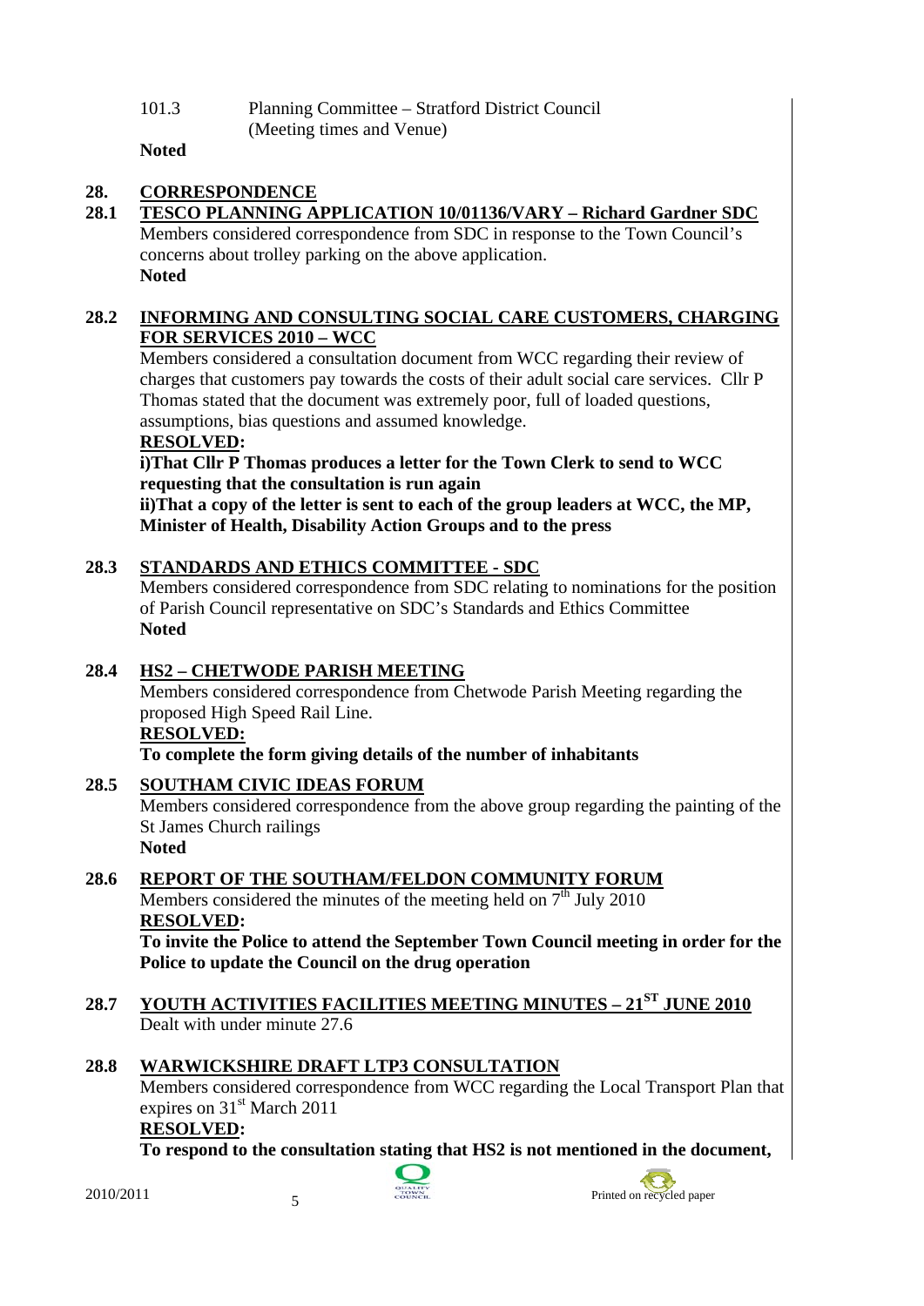101.3 Planning Committee – Stratford District Council (Meeting times and Venue)

**Noted**

## 28. CORRESPONDENCE

### 28.1 TESCO PLANNING APPLICATION 10/01136/VARY – Richard Gardner SDC

Members considered correspondence from SDC in response to the Town Council's concerns about trolley parking on the above application.

**Noted**

### 28.2 INFORMING AND CONSULTING SOCIAL CARE CUSTOMERS, CHARGING FOR SERVICES 2010 – WCC

Members considered a consultation document from WCC regarding their review of charges that customers pay towards the costs of their adult social care services. Cllr P Thomas stated that the document was extremely poor, full of loaded questions, assumptions, bias questions and assumed knowledge.

**RESOLVED:**

**i)That Cllr P Thomas produces a letter for the Town Clerk to send to WCC requesting that the consultation is run again**

**ii)That a copy of the letter is sent to each of the group leaders at WCC, the MP, Minister of Health, Disability Action Groups and to the press**

### 28.3 STANDARDS AND ETHICS COMMITTEE - SDC

Members considered correspondence from SDC relating to nominations for the position of Parish Council representative on SDC's Standards and Ethics Committee

**Noted**

### 28.4 HS2 – CHETWODE PARISH MEETING

Members considered correspondence from Chetwode Parish Meeting regarding the proposed High Speed Rail Line.

**RESOLVED:**

**To complete the form giving details of the number of inhabitants**

### 28.5 SOUTHAM CIVIC IDEAS FORUM

Members considered correspondence from the above group regarding the painting of the St James Church railings

**Noted**

### 28.6 REPORT OF THE SOUTHAM/FELDON COMMUNITY FORUM

Members considered the minutes of the meeting held on 7th July 2010

**RESOLVED:**

**To invite the Police to attend the September Town Council meeting in order for the Police to update the Council on the drug operation**

### 28.7 YOUTH ACTIVITIES FACILITIES MEETING MINUTES – 21ST JUNE 2010

Dealt with under minute 27.6

### 28.8 WARWICKSHIRE DRAFT LTP3 CONSULTATION

Members considered correspondence from WCC regarding the Local Transport Plan that expires on 31st March 2011

**RESOLVED:**

**To respond to the consultation stating that HS2 is not mentioned in the document,**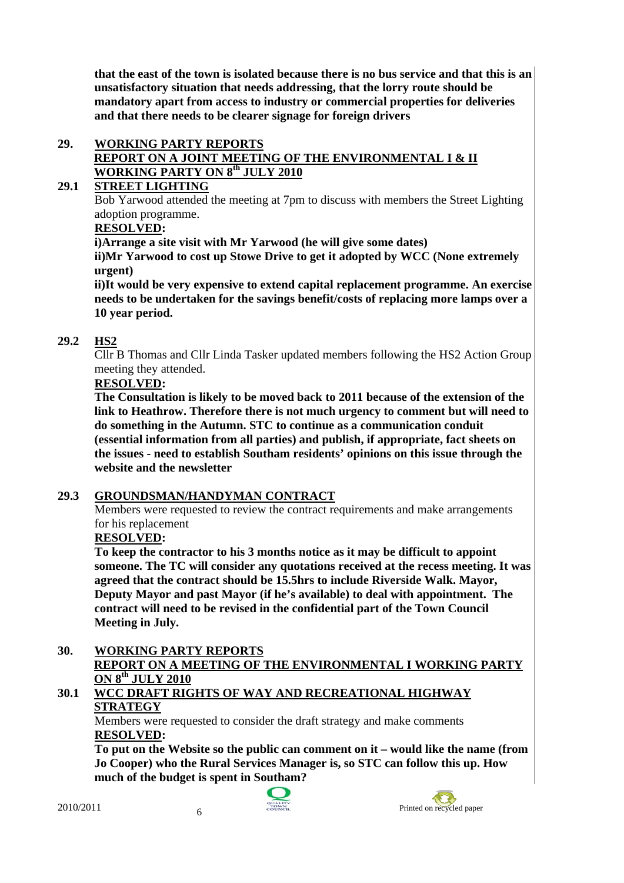**that the east of the town is isolated because there is no bus service and that this is an unsatisfactory situation that needs addressing, that the lorry route should be mandatory apart from access to industry or commercial properties for deliveries and that there needs to be clearer signage for foreign drivers**

## 29. WORKING PARTY REPORTS

**REPORT ON A JOINT MEETING OF THE ENVIRONMENTAL I & II WORKING PARTY ON 8th JULY 2010**

### 29.1 STREET LIGHTING

Bob Yarwood attended the meeting at 7pm to discuss with members the Street Lighting adoption programme.

**RESOLVED:**

**i)Arrange a site visit with Mr Yarwood (he will give some dates)**

**ii)Mr Yarwood to cost up Stowe Drive to get it adopted by WCC (None extremely urgent)**

**ii)It would be very expensive to extend capital replacement programme. An exercise needs to be undertaken for the savings benefit/costs of replacing more lamps over a 10 year period.**

### 29.2 HS2

Cllr B Thomas and Cllr Linda Tasker updated members following the HS2 Action Group meeting they attended.

**RESOLVED:**

**The Consultation is likely to be moved back to 2011 because of the extension of the link to Heathrow. Therefore there is not much urgency to comment but will need to do something in the Autumn. STC to continue as a communication conduit (essential information from all parties) and publish, if appropriate, fact sheets on the issues - need to establish Southam residents' opinions on this issue through the website and the newsletter**

### 29.3 GROUNDSMAN/HANDYMAN CONTRACT

Members were requested to review the contract requirements and make arrangements for his replacement

**RESOLVED:**

**To keep the contractor to his 3 months notice as it may be difficult to appoint someone. The TC will consider any quotations received at the recess meeting. It was agreed that the contract should be 15.5hrs to include Riverside Walk. Mayor, Deputy Mayor and past Mayor (if he's available) to deal with appointment. The contract will need to be revised in the confidential part of the Town Council Meeting in July.**

## 30. WORKING PARTY REPORTS

**REPORT ON A MEETING OF THE ENVIRONMENTAL I WORKING PARTY ON 8th JULY 2010**

### 30.1 WCC DRAFT RIGHTS OF WAY AND RECREATIONAL HIGHWAY STRATEGY

Members were requested to consider the draft strategy and make comments

**RESOLVED:**

**To put on the Website so the public can comment on it – would like the name (from Jo Cooper) who the Rural Services Manager is, so STC can follow this up. How much of the budget is spent in Southam?**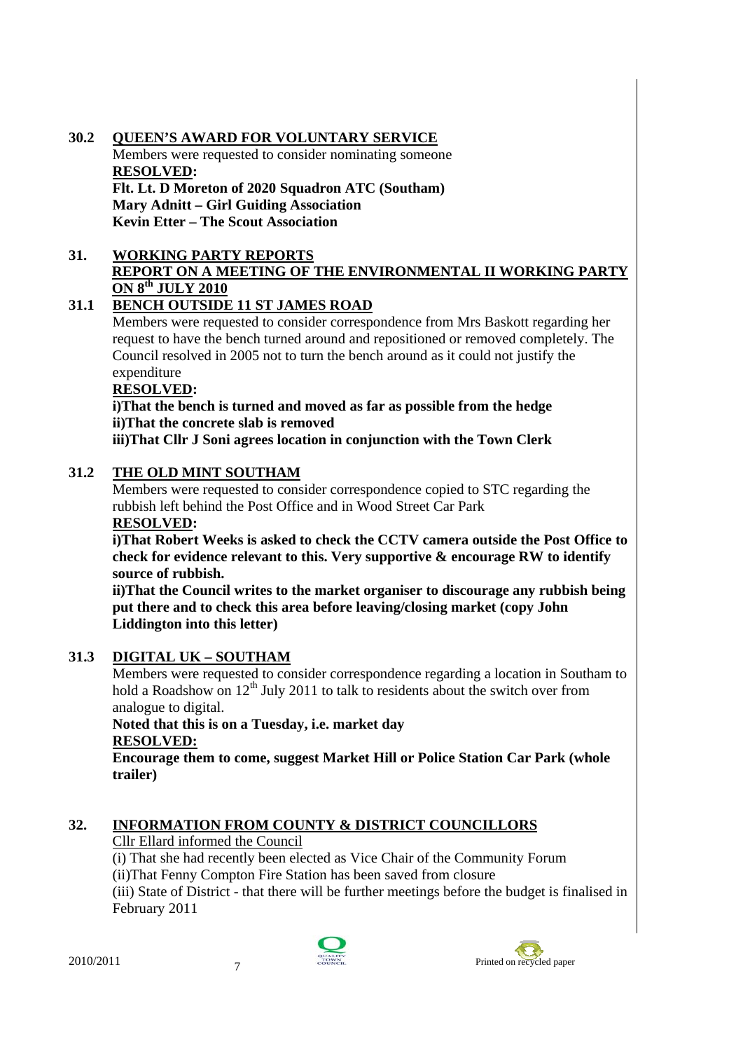**30.2 QUEEN'S AWARD FOR VOLUNTARY SERVICE**

Members were requested to consider nominating someone

**RESOLVED:**

**Flt. Lt. D Moreton of 2020 Squadron ATC (Southam)**
**Mary Adnitt – Girl Guiding Association**
**Kevin Etter – The Scout Association**

**31. WORKING PARTY REPORTS**

**REPORT ON A MEETING OF THE ENVIRONMENTAL II WORKING PARTY ON 8th JULY 2010**

**31.1 BENCH OUTSIDE 11 ST JAMES ROAD**

Members were requested to consider correspondence from Mrs Baskott regarding her request to have the bench turned around and repositioned or removed completely. The Council resolved in 2005 not to turn the bench around as it could not justify the expenditure

**RESOLVED:**

**i)That the bench is turned and moved as far as possible from the hedge**
**ii)That the concrete slab is removed**
**iii)That Cllr J Soni agrees location in conjunction with the Town Clerk**

**31.2 THE OLD MINT SOUTHAM**

Members were requested to consider correspondence copied to STC regarding the rubbish left behind the Post Office and in Wood Street Car Park

**RESOLVED:**

**i)That Robert Weeks is asked to check the CCTV camera outside the Post Office to check for evidence relevant to this. Very supportive & encourage RW to identify source of rubbish.**

**ii)That the Council writes to the market organiser to discourage any rubbish being put there and to check this area before leaving/closing market (copy John Liddington into this letter)**

**31.3 DIGITAL UK – SOUTHAM**

Members were requested to consider correspondence regarding a location in Southam to hold a Roadshow on 12th July 2011 to talk to residents about the switch over from analogue to digital.

**Noted that this is on a Tuesday, i.e. market day**

**RESOLVED:**

**Encourage them to come, suggest Market Hill or Police Station Car Park (whole trailer)**

**32. INFORMATION FROM COUNTY & DISTRICT COUNCILLORS**

Cllr Ellard informed the Council

(i) That she had recently been elected as Vice Chair of the Community Forum
(ii)That Fenny Compton Fire Station has been saved from closure
(iii) State of District - that there will be further meetings before the budget is finalised in February 2011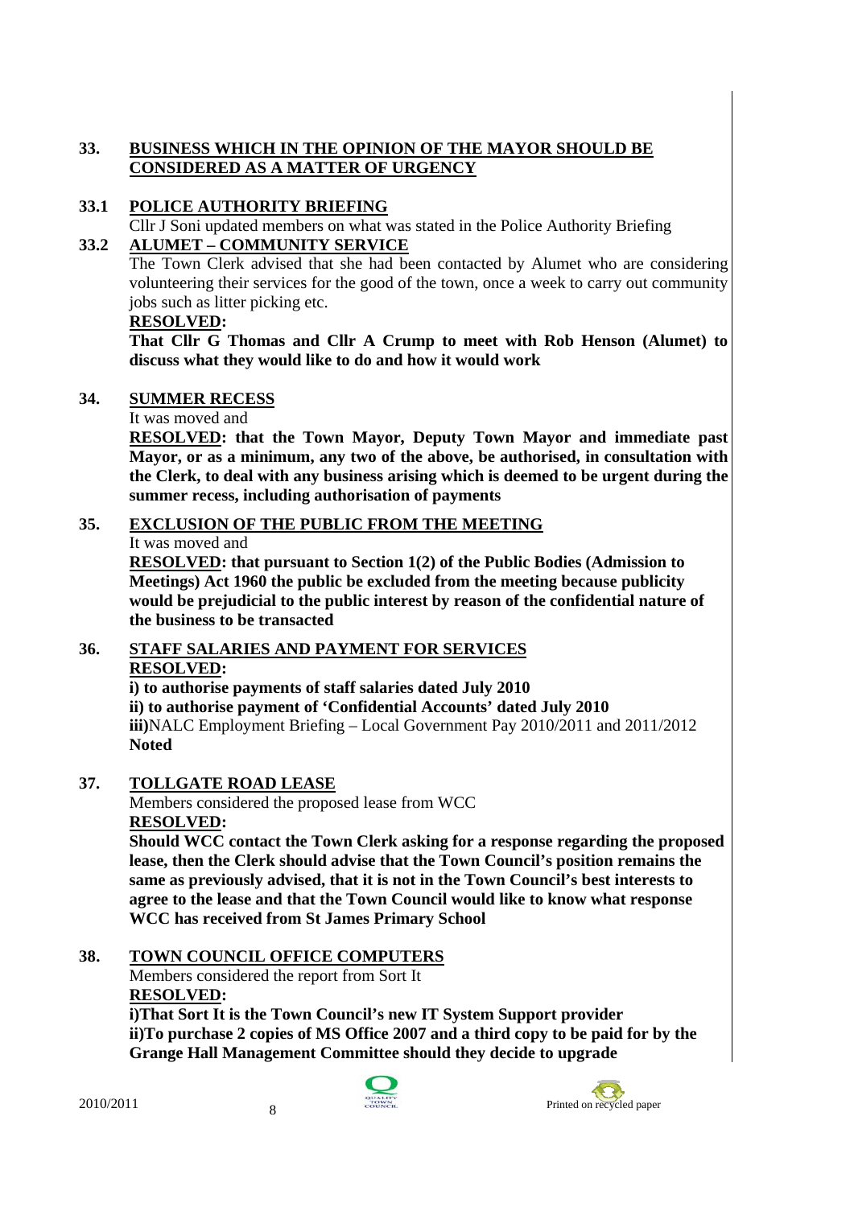**33. BUSINESS WHICH IN THE OPINION OF THE MAYOR SHOULD BE CONSIDERED AS A MATTER OF URGENCY**

**33.1 POLICE AUTHORITY BRIEFING**

Cllr J Soni updated members on what was stated in the Police Authority Briefing

**33.2 ALUMET – COMMUNITY SERVICE**

The Town Clerk advised that she had been contacted by Alumet who are considering volunteering their services for the good of the town, once a week to carry out community jobs such as litter picking etc.

**RESOLVED:**

**That Cllr G Thomas and Cllr A Crump to meet with Rob Henson (Alumet) to discuss what they would like to do and how it would work**

**34. SUMMER RECESS**

It was moved and

**RESOLVED: that the Town Mayor, Deputy Town Mayor and immediate past Mayor, or as a minimum, any two of the above, be authorised, in consultation with the Clerk, to deal with any business arising which is deemed to be urgent during the summer recess, including authorisation of payments**

**35. EXCLUSION OF THE PUBLIC FROM THE MEETING**

It was moved and

**RESOLVED: that pursuant to Section 1(2) of the Public Bodies (Admission to Meetings) Act 1960 the public be excluded from the meeting because publicity would be prejudicial to the public interest by reason of the confidential nature of the business to be transacted**

**36. STAFF SALARIES AND PAYMENT FOR SERVICES**

**RESOLVED:**

**i) to authorise payments of staff salaries dated July 2010**

**ii) to authorise payment of 'Confidential Accounts' dated July 2010**

**iii)**NALC Employment Briefing – Local Government Pay 2010/2011 and 2011/2012

**Noted**

**37. TOLLGATE ROAD LEASE**

Members considered the proposed lease from WCC

**RESOLVED:**

**Should WCC contact the Town Clerk asking for a response regarding the proposed lease, then the Clerk should advise that the Town Council's position remains the same as previously advised, that it is not in the Town Council's best interests to agree to the lease and that the Town Council would like to know what response WCC has received from St James Primary School**

**38. TOWN COUNCIL OFFICE COMPUTERS**

Members considered the report from Sort It

**RESOLVED:**

**i)That Sort It is the Town Council's new IT System Support provider**

**ii)To purchase 2 copies of MS Office 2007 and a third copy to be paid for by the Grange Hall Management Committee should they decide to upgrade**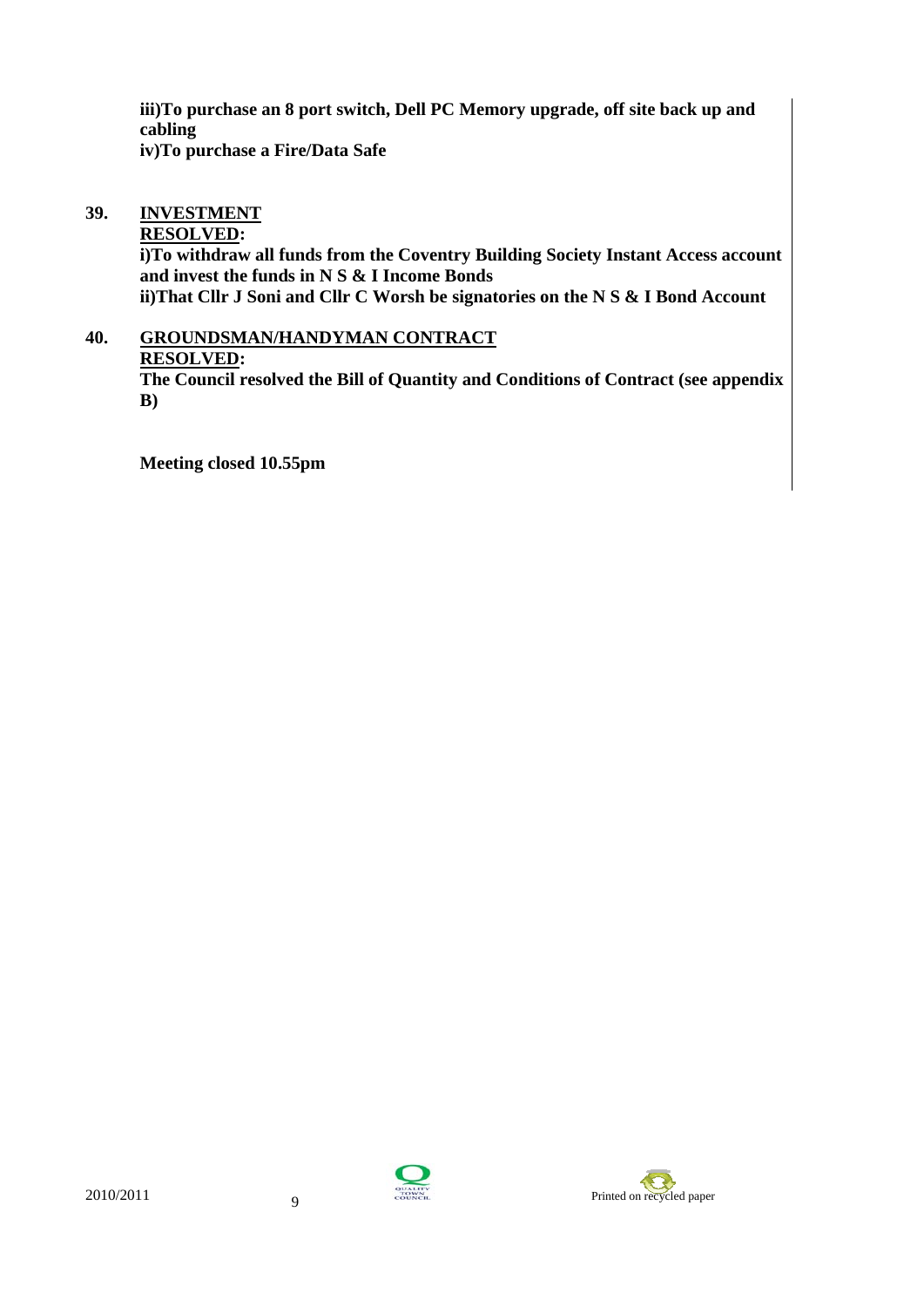**iii)To purchase an 8 port switch, Dell PC Memory upgrade, off site back up and cabling**
**iv)To purchase a Fire/Data Safe**

**39. INVESTMENT**
**RESOLVED:**
**i)To withdraw all funds from the Coventry Building Society Instant Access account and invest the funds in N S & I Income Bonds**
**ii)That Cllr J Soni and Cllr C Worsh be signatories on the N S & I Bond Account**

**40. GROUNDSMAN/HANDYMAN CONTRACT**
**RESOLVED:**
**The Council resolved the Bill of Quantity and Conditions of Contract (see appendix B)**

**Meeting closed 10.55pm**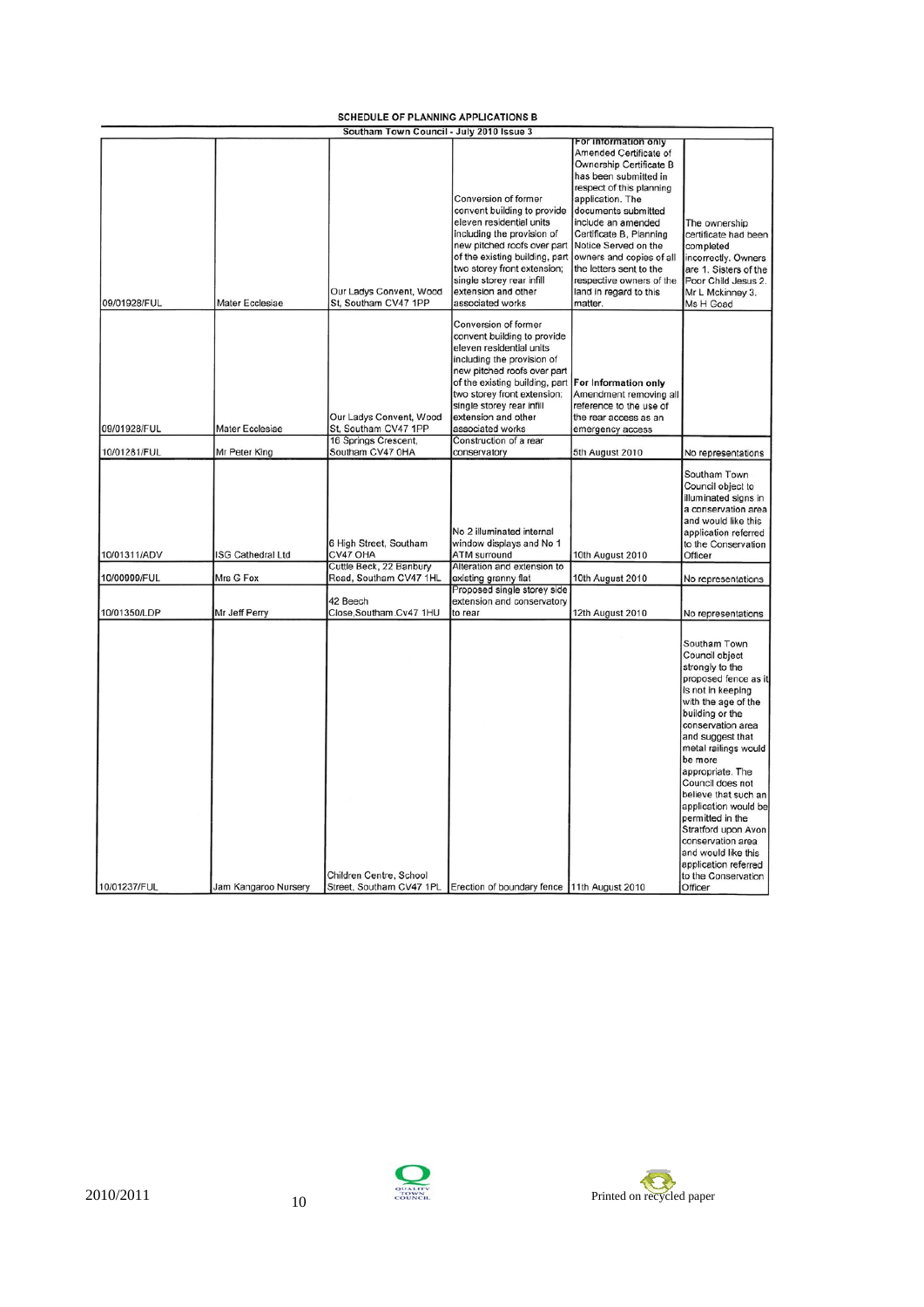## SCHEDULE OF PLANNING APPLICATIONS B

### Southam Town Council - July 2010 Issue 3

| | | | | | |
|---|---|---|---|---|---|
| 09/01928/FUL | Mater Ecclesiae | Our Ladys Convent, Wood St, Southam CV47 1PP | Conversion of former convent building to provide eleven residential units including the provision of new pitched roofs over part of the existing building, part two storey front extension; single storey rear infill extension and other associated works | **For information only** Amended Certificate of Ownership Certificate B has been submitted in respect of this planning application. The documents submitted include an amended Certificate B, Planning Notice Served on the owners and copies of all the letters sent to the respective owners of the land in regard to this matter. | The ownership certificate had been completed incorrectly. Owners are 1. Sisters of the Poor Child Jesus 2. Mr L Mckinney 3. Ms H Goad |
| 09/01928/FUL | Mater Ecclesiae | Our Ladys Convent, Wood St, Southam CV47 1PP | Conversion of former convent building to provide eleven residential units including the provision of new pitched roofs over part of the existing building, part two storey front extension; single storey rear infill extension and other associated works | **For Information only** Amendment removing all reference to the use of the rear access as an emergency access | |
| 10/01281/FUL | Mr Peter King | 16 Springs Crescent, Southam CV47 0HA | Construction of a rear conservatory | 5th August 2010 | No representations |
| 10/01311/ADV | ISG Cathedral Ltd | 6 High Street, Southam CV47 OHA | No 2 illuminated internal window displays and No 1 ATM surround | 10th August 2010 | Southam Town Council object to illuminated signs in a conservation area and would like this application referred to the Conservation Officer |
| 10/00999/FUL | Mrs G Fox | Cuttle Beck, 22 Banbury Road, Southam CV47 1HL | Alteration and extension to existing granny flat | 10th August 2010 | No representations |
| 10/01350/LDP | Mr Jeff Perry | 42 Beech Close,Southam Cv47 1HU | Proposed single storey side extension and conservatory to rear | 12th August 2010 | No representations |
| 10/01237/FUL | Jam Kangaroo Nursery | Children Centre, School Street, Southam CV47 1PL | Erection of boundary fence | 11th August 2010 | Southam Town Council object strongly to the proposed fence as it is not in keeping with the age of the building or the conservation area and suggest that metal railings would be more appropriate. The Council does not believe that such an application would be permitted in the Stratford upon Avon conservation area and would like this application referred to the Conservation Officer |

2010/2011

Printed on recycled paper